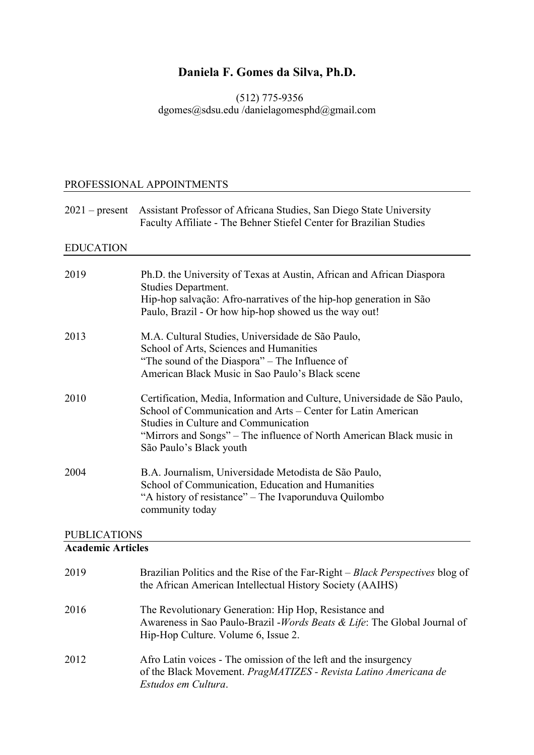# Daniela F. Gomes da Silva, Ph.D.

(512) 775-9356
dgomes@sdsu.edu /danielagomesphd@gmail.com

## PROFESSIONAL APPOINTMENTS

2021 – present Assistant Professor of Africana Studies, San Diego State University
Faculty Affiliate - The Behner Stiefel Center for Brazilian Studies

## EDUCATION

2019 Ph.D. the University of Texas at Austin, African and African Diaspora Studies Department.
Hip-hop salvação: Afro-narratives of the hip-hop generation in São Paulo, Brazil - Or how hip-hop showed us the way out!

2013 M.A. Cultural Studies, Universidade de São Paulo,
School of Arts, Sciences and Humanities
"The sound of the Diaspora" – The Influence of American Black Music in Sao Paulo's Black scene

2010 Certification, Media, Information and Culture, Universidade de São Paulo,
School of Communication and Arts – Center for Latin American Studies in Culture and Communication
"Mirrors and Songs" – The influence of North American Black music in São Paulo's Black youth

2004 B.A. Journalism, Universidade Metodista de São Paulo,
School of Communication, Education and Humanities
"A history of resistance" – The Ivaporunduva Quilombo community today

## PUBLICATIONS

**Academic Articles**

2019 Brazilian Politics and the Rise of the Far-Right – *Black Perspectives* blog of the African American Intellectual History Society (AAIHS)

2016 The Revolutionary Generation: Hip Hop, Resistance and Awareness in Sao Paulo-Brazil -*Words Beats & Life*: The Global Journal of Hip-Hop Culture. Volume 6, Issue 2.

2012 Afro Latin voices - The omission of the left and the insurgency of the Black Movement. *PragMATIZES - Revista Latino Americana de Estudos em Cultura*.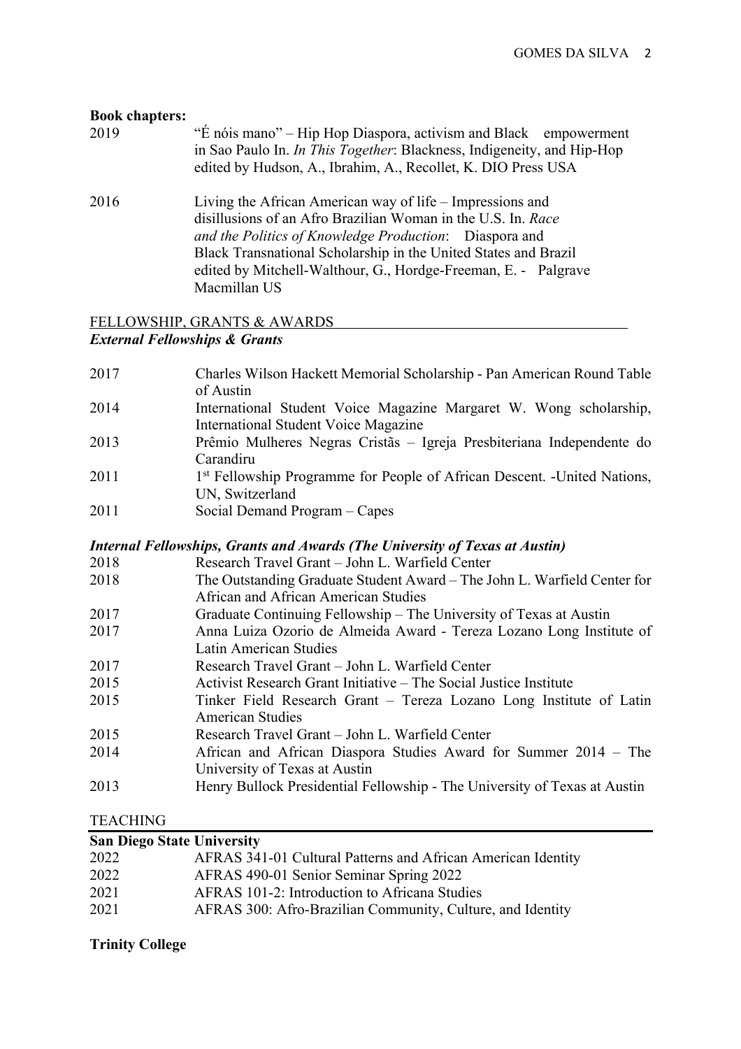**Book chapters:**

2019 "É nóis mano" – Hip Hop Diaspora, activism and Black empowerment in Sao Paulo In. *In This Together*: Blackness, Indigeneity, and Hip-Hop edited by Hudson, A., Ibrahim, A., Recollet, K. DIO Press USA

2016 Living the African American way of life – Impressions and disillusions of an Afro Brazilian Woman in the U.S. In. *Race and the Politics of Knowledge Production*: Diaspora and Black Transnational Scholarship in the United States and Brazil edited by Mitchell-Walthour, G., Hordge-Freeman, E. - Palgrave Macmillan US

## FELLOWSHIP, GRANTS & AWARDS

### *External Fellowships & Grants*

2017 Charles Wilson Hackett Memorial Scholarship - Pan American Round Table of Austin

2014 International Student Voice Magazine Margaret W. Wong scholarship, International Student Voice Magazine

2013 Prêmio Mulheres Negras Cristãs – Igreja Presbiteriana Independente do Carandiru

2011 1st Fellowship Programme for People of African Descent. -United Nations, UN, Switzerland

2011 Social Demand Program – Capes

### *Internal Fellowships, Grants and Awards (The University of Texas at Austin)*

2018 Research Travel Grant – John L. Warfield Center

2018 The Outstanding Graduate Student Award – The John L. Warfield Center for African and African American Studies

2017 Graduate Continuing Fellowship – The University of Texas at Austin

2017 Anna Luiza Ozorio de Almeida Award - Tereza Lozano Long Institute of Latin American Studies

2017 Research Travel Grant – John L. Warfield Center

2015 Activist Research Grant Initiative – The Social Justice Institute

2015 Tinker Field Research Grant – Tereza Lozano Long Institute of Latin American Studies

2015 Research Travel Grant – John L. Warfield Center

2014 African and African Diaspora Studies Award for Summer 2014 – The University of Texas at Austin

2013 Henry Bullock Presidential Fellowship - The University of Texas at Austin

## TEACHING

**San Diego State University**

2022 AFRAS 341-01 Cultural Patterns and African American Identity

2022 AFRAS 490-01 Senior Seminar Spring 2022

2021 AFRAS 101-2: Introduction to Africana Studies

2021 AFRAS 300: Afro-Brazilian Community, Culture, and Identity

**Trinity College**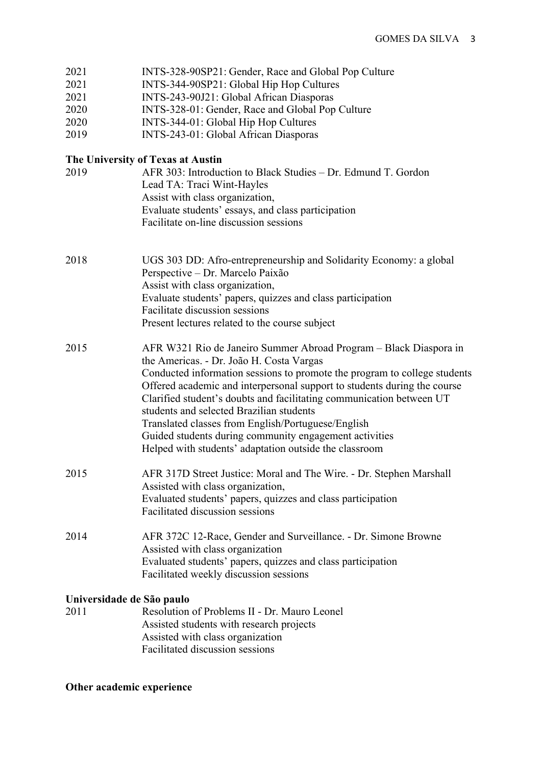2021 INTS-328-90SP21: Gender, Race and Global Pop Culture
2021 INTS-344-90SP21: Global Hip Hop Cultures
2021 INTS-243-90J21: Global African Diasporas
2020 INTS-328-01: Gender, Race and Global Pop Culture
2020 INTS-344-01: Global Hip Hop Cultures
2019 INTS-243-01: Global African Diasporas

**The University of Texas at Austin**

2019 AFR 303: Introduction to Black Studies – Dr. Edmund T. Gordon
Lead TA: Traci Wint-Hayles
Assist with class organization,
Evaluate students' essays, and class participation
Facilitate on-line discussion sessions

2018 UGS 303 DD: Afro-entrepreneurship and Solidarity Economy: a global Perspective – Dr. Marcelo Paixão
Assist with class organization,
Evaluate students' papers, quizzes and class participation
Facilitate discussion sessions
Present lectures related to the course subject

2015 AFR W321 Rio de Janeiro Summer Abroad Program – Black Diaspora in the Americas. - Dr. João H. Costa Vargas
Conducted information sessions to promote the program to college students
Offered academic and interpersonal support to students during the course
Clarified student's doubts and facilitating communication between UT students and selected Brazilian students
Translated classes from English/Portuguese/English
Guided students during community engagement activities
Helped with students' adaptation outside the classroom

2015 AFR 317D Street Justice: Moral and The Wire. - Dr. Stephen Marshall
Assisted with class organization,
Evaluated students' papers, quizzes and class participation
Facilitated discussion sessions

2014 AFR 372C 12-Race, Gender and Surveillance. - Dr. Simone Browne
Assisted with class organization
Evaluated students' papers, quizzes and class participation
Facilitated weekly discussion sessions

**Universidade de São paulo**

2011 Resolution of Problems II - Dr. Mauro Leonel
Assisted students with research projects
Assisted with class organization
Facilitated discussion sessions

**Other academic experience**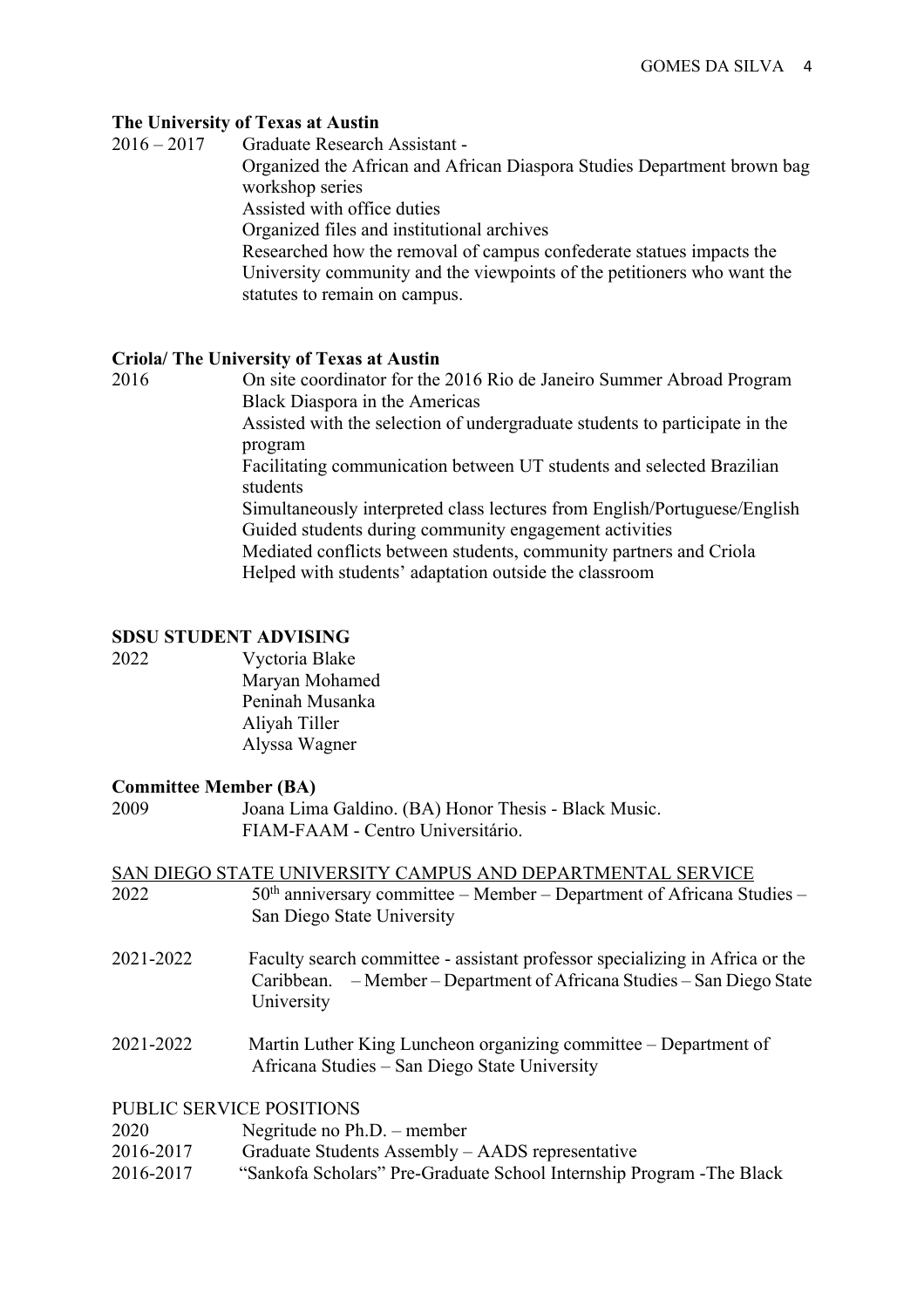**The University of Texas at Austin**

2016 – 2017 Graduate Research Assistant -
Organized the African and African Diaspora Studies Department brown bag workshop series
Assisted with office duties
Organized files and institutional archives
Researched how the removal of campus confederate statues impacts the University community and the viewpoints of the petitioners who want the statutes to remain on campus.

**Criola/ The University of Texas at Austin**

2016 On site coordinator for the 2016 Rio de Janeiro Summer Abroad Program Black Diaspora in the Americas
Assisted with the selection of undergraduate students to participate in the program
Facilitating communication between UT students and selected Brazilian students
Simultaneously interpreted class lectures from English/Portuguese/English
Guided students during community engagement activities
Mediated conflicts between students, community partners and Criola
Helped with students' adaptation outside the classroom

**SDSU STUDENT ADVISING**

2022 Vyctoria Blake
Maryan Mohamed
Peninah Musanka
Aliyah Tiller
Alyssa Wagner

**Committee Member (BA)**

2009 Joana Lima Galdino. (BA) Honor Thesis - Black Music.
FIAM-FAAM - Centro Universitário.

SAN DIEGO STATE UNIVERSITY CAMPUS AND DEPARTMENTAL SERVICE

2022 50th anniversary committee – Member – Department of Africana Studies – San Diego State University

2021-2022 Faculty search committee - assistant professor specializing in Africa or the Caribbean. – Member – Department of Africana Studies – San Diego State University

2021-2022 Martin Luther King Luncheon organizing committee – Department of Africana Studies – San Diego State University

PUBLIC SERVICE POSITIONS

2020 Negritude no Ph.D. – member
2016-2017 Graduate Students Assembly – AADS representative
2016-2017 "Sankofa Scholars" Pre-Graduate School Internship Program -The Black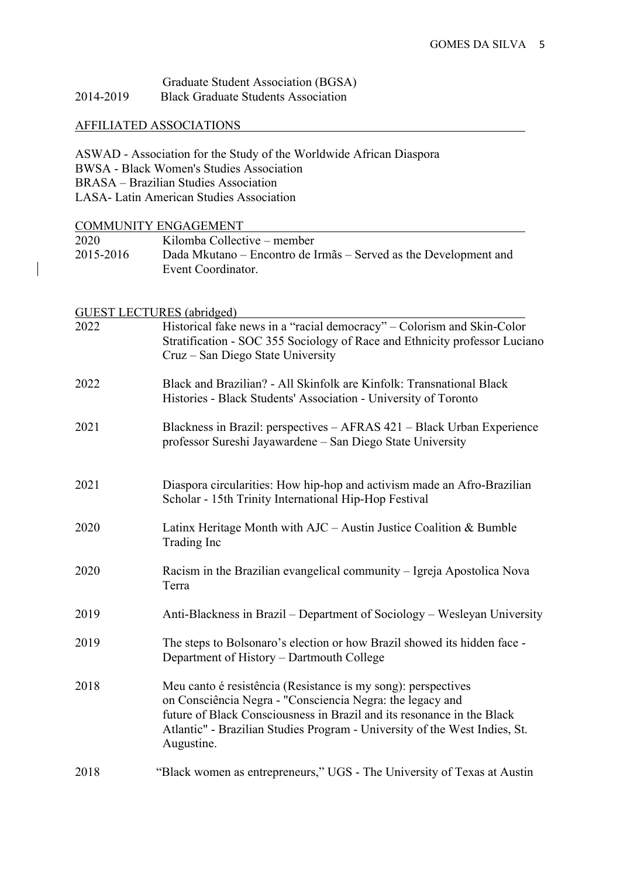Graduate Student Association (BGSA)

2014-2019 Black Graduate Students Association

## AFFILIATED ASSOCIATIONS

ASWAD - Association for the Study of the Worldwide African Diaspora
BWSA - Black Women's Studies Association
BRASA – Brazilian Studies Association
LASA- Latin American Studies Association

## COMMUNITY ENGAGEMENT

| | |
|---|---|
| 2020 | Kilomba Collective – member |
| 2015-2016 | Dada Mkutano – Encontro de Irmãs – Served as the Development and Event Coordinator. |

## GUEST LECTURES (abridged)

| | |
|---|---|
| 2022 | Historical fake news in a "racial democracy" – Colorism and Skin-Color Stratification - SOC 355 Sociology of Race and Ethnicity professor Luciano Cruz – San Diego State University |
| 2022 | Black and Brazilian? - All Skinfolk are Kinfolk: Transnational Black Histories - Black Students' Association - University of Toronto |
| 2021 | Blackness in Brazil: perspectives – AFRAS 421 – Black Urban Experience professor Sureshi Jayawardene – San Diego State University |
| 2021 | Diaspora circularities: How hip-hop and activism made an Afro-Brazilian Scholar - 15th Trinity International Hip-Hop Festival |
| 2020 | Latinx Heritage Month with AJC – Austin Justice Coalition & Bumble Trading Inc |
| 2020 | Racism in the Brazilian evangelical community – Igreja Apostolica Nova Terra |
| 2019 | Anti-Blackness in Brazil – Department of Sociology – Wesleyan University |
| 2019 | The steps to Bolsonaro's election or how Brazil showed its hidden face - Department of History – Dartmouth College |
| 2018 | Meu canto é resistência (Resistance is my song): perspectives on Consciência Negra - "Consciencia Negra: the legacy and future of Black Consciousness in Brazil and its resonance in the Black Atlantic" - Brazilian Studies Program - University of the West Indies, St. Augustine. |
| 2018 | "Black women as entrepreneurs," UGS - The University of Texas at Austin |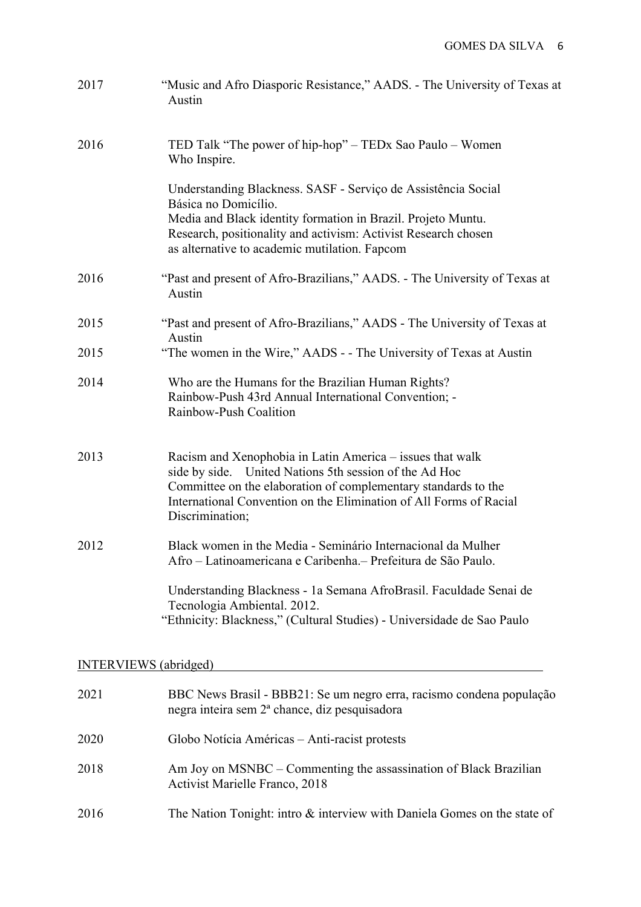2017 "Music and Afro Diasporic Resistance," AADS. - The University of Texas at Austin

2016 TED Talk "The power of hip-hop" – TEDx Sao Paulo – Women Who Inspire.

Understanding Blackness. SASF - Serviço de Assistência Social Básica no Domicílio.
Media and Black identity formation in Brazil. Projeto Muntu.
Research, positionality and activism: Activist Research chosen as alternative to academic mutilation. Fapcom

2016 "Past and present of Afro-Brazilians," AADS. - The University of Texas at Austin

2015 "Past and present of Afro-Brazilians," AADS - The University of Texas at Austin

2015 "The women in the Wire," AADS - - The University of Texas at Austin

2014 Who are the Humans for the Brazilian Human Rights? Rainbow-Push 43rd Annual International Convention; - Rainbow-Push Coalition

2013 Racism and Xenophobia in Latin America – issues that walk side by side. United Nations 5th session of the Ad Hoc Committee on the elaboration of complementary standards to the International Convention on the Elimination of All Forms of Racial Discrimination;

2012 Black women in the Media - Seminário Internacional da Mulher Afro – Latinoamericana e Caribenha.– Prefeitura de São Paulo.

Understanding Blackness - 1a Semana AfroBrasil. Faculdade Senai de Tecnologia Ambiental. 2012.
"Ethnicity: Blackness," (Cultural Studies) - Universidade de Sao Paulo

## INTERVIEWS (abridged)

2021 BBC News Brasil - BBB21: Se um negro erra, racismo condena população negra inteira sem 2ª chance, diz pesquisadora

2020 Globo Notícia Américas – Anti-racist protests

2018 Am Joy on MSNBC – Commenting the assassination of Black Brazilian Activist Marielle Franco, 2018

2016 The Nation Tonight: intro & interview with Daniela Gomes on the state of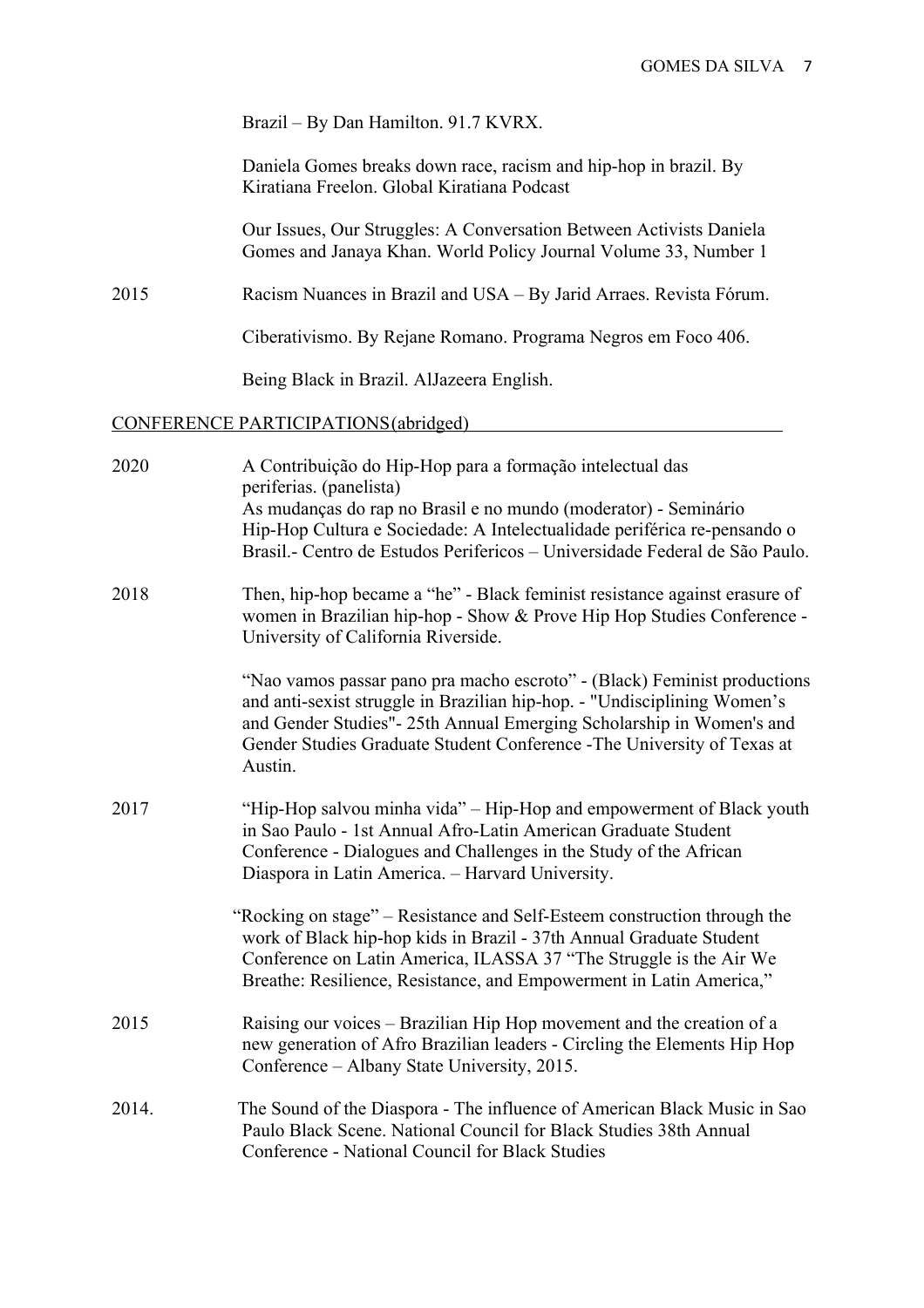Brazil – By Dan Hamilton. 91.7 KVRX.

Daniela Gomes breaks down race, racism and hip-hop in brazil. By Kiratiana Freelon. Global Kiratiana Podcast

Our Issues, Our Struggles: A Conversation Between Activists Daniela Gomes and Janaya Khan. World Policy Journal Volume 33, Number 1

2015 Racism Nuances in Brazil and USA – By Jarid Arraes. Revista Fórum.

Ciberativismo. By Rejane Romano. Programa Negros em Foco 406.

Being Black in Brazil. AlJazeera English.

## CONFERENCE PARTICIPATIONS(abridged)

2020 A Contribuição do Hip-Hop para a formação intelectual das periferias. (panelista)
As mudanças do rap no Brasil e no mundo (moderator) - Seminário Hip-Hop Cultura e Sociedade: A Intelectualidade periférica re-pensando o Brasil.- Centro de Estudos Perifericos – Universidade Federal de São Paulo.

2018 Then, hip-hop became a "he" - Black feminist resistance against erasure of women in Brazilian hip-hop - Show & Prove Hip Hop Studies Conference - University of California Riverside.

"Nao vamos passar pano pra macho escroto" - (Black) Feminist productions and anti-sexist struggle in Brazilian hip-hop. - "Undisciplining Women's and Gender Studies"- 25th Annual Emerging Scholarship in Women's and Gender Studies Graduate Student Conference -The University of Texas at Austin.

2017 "Hip-Hop salvou minha vida" – Hip-Hop and empowerment of Black youth in Sao Paulo - 1st Annual Afro-Latin American Graduate Student Conference - Dialogues and Challenges in the Study of the African Diaspora in Latin America. – Harvard University.

"Rocking on stage" – Resistance and Self-Esteem construction through the work of Black hip-hop kids in Brazil - 37th Annual Graduate Student Conference on Latin America, ILASSA 37 "The Struggle is the Air We Breathe: Resilience, Resistance, and Empowerment in Latin America,"

2015 Raising our voices – Brazilian Hip Hop movement and the creation of a new generation of Afro Brazilian leaders - Circling the Elements Hip Hop Conference – Albany State University, 2015.

2014. The Sound of the Diaspora - The influence of American Black Music in Sao Paulo Black Scene. National Council for Black Studies 38th Annual Conference - National Council for Black Studies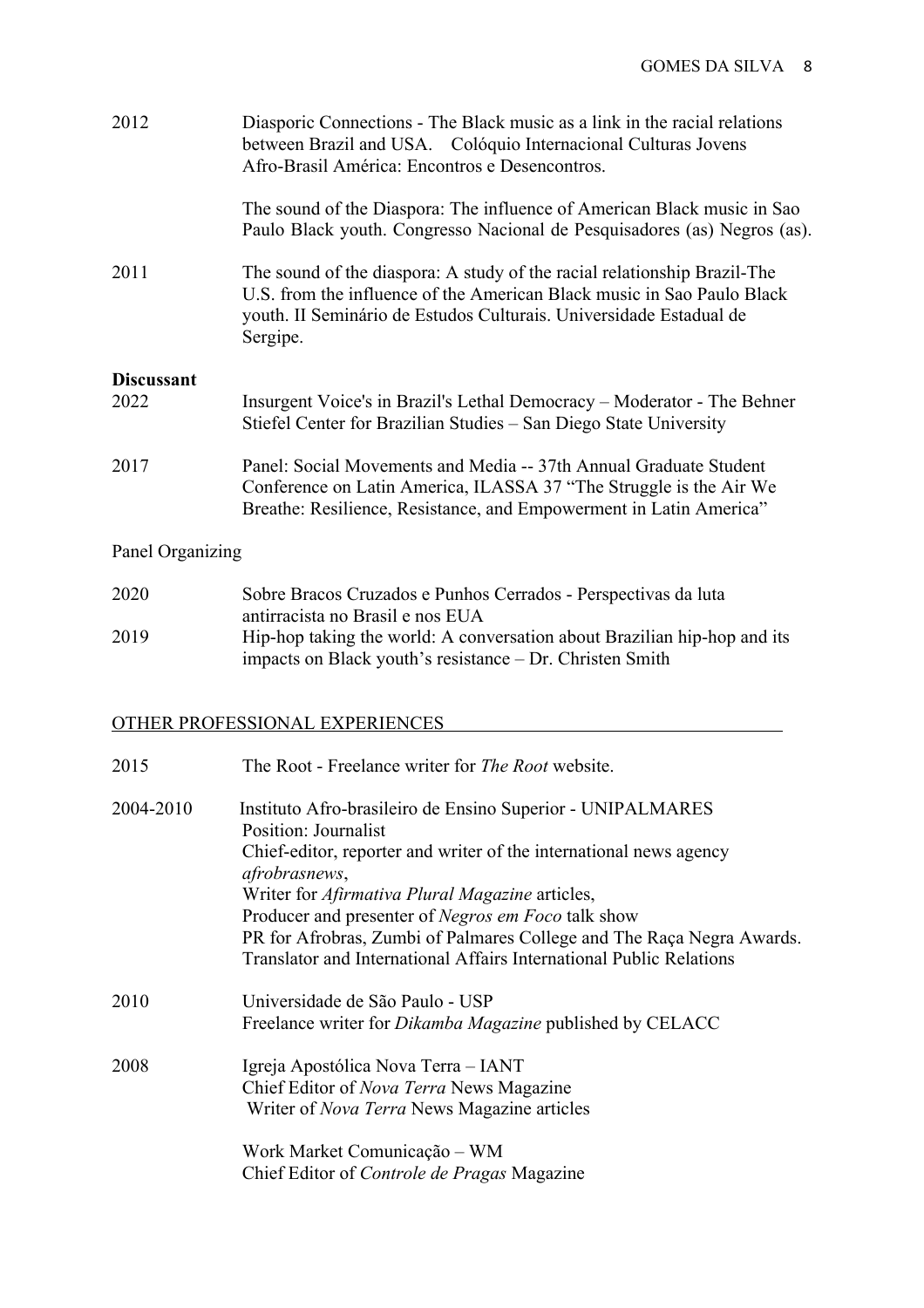2012 Diasporic Connections - The Black music as a link in the racial relations between Brazil and USA. Colóquio Internacional Culturas Jovens Afro-Brasil América: Encontros e Desencontros.

The sound of the Diaspora: The influence of American Black music in Sao Paulo Black youth. Congresso Nacional de Pesquisadores (as) Negros (as).

2011 The sound of the diaspora: A study of the racial relationship Brazil-The U.S. from the influence of the American Black music in Sao Paulo Black youth. II Seminário de Estudos Culturais. Universidade Estadual de Sergipe.

**Discussant**

2022 Insurgent Voice's in Brazil's Lethal Democracy – Moderator - The Behner Stiefel Center for Brazilian Studies – San Diego State University

2017 Panel: Social Movements and Media -- 37th Annual Graduate Student Conference on Latin America, ILASSA 37 "The Struggle is the Air We Breathe: Resilience, Resistance, and Empowerment in Latin America"

Panel Organizing

2020 Sobre Bracos Cruzados e Punhos Cerrados - Perspectivas da luta antirracista no Brasil e nos EUA

2019 Hip-hop taking the world: A conversation about Brazilian hip-hop and its impacts on Black youth's resistance – Dr. Christen Smith

## OTHER PROFESSIONAL EXPERIENCES

2015 The Root - Freelance writer for *The Root* website.

2004-2010 Instituto Afro-brasileiro de Ensino Superior - UNIPALMARES
Position: Journalist
Chief-editor, reporter and writer of the international news agency *afrobrasnews*,
Writer for *Afirmativa Plural Magazine* articles,
Producer and presenter of *Negros em Foco* talk show
PR for Afrobras, Zumbi of Palmares College and The Raça Negra Awards.
Translator and International Affairs International Public Relations

2010 Universidade de São Paulo - USP
Freelance writer for *Dikamba Magazine* published by CELACC

2008 Igreja Apostólica Nova Terra – IANT
Chief Editor of *Nova Terra* News Magazine
Writer of *Nova Terra* News Magazine articles

Work Market Comunicação – WM
Chief Editor of *Controle de Pragas* Magazine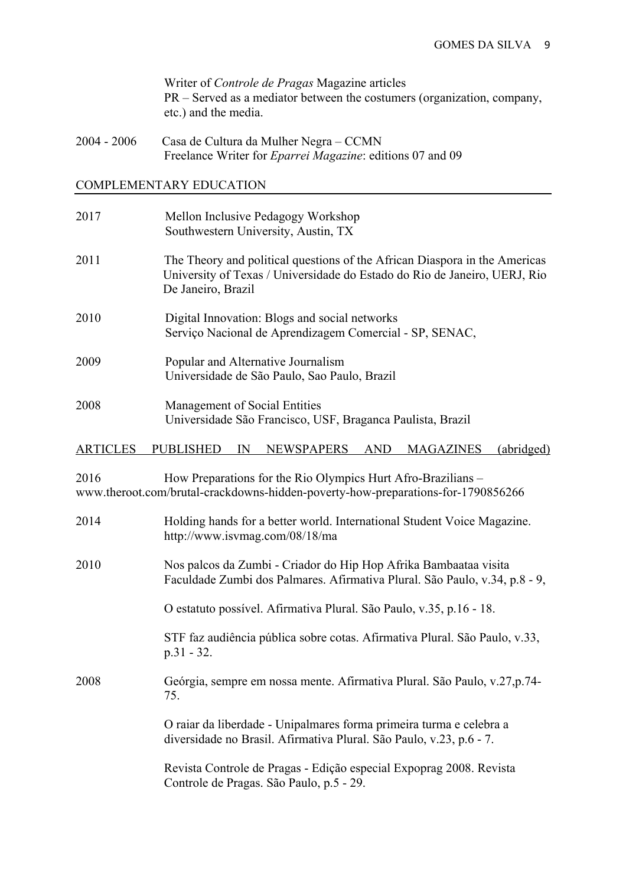Writer of *Controle de Pragas* Magazine articles
PR – Served as a mediator between the costumers (organization, company, etc.) and the media.

2004 - 2006 Casa de Cultura da Mulher Negra – CCMN
Freelance Writer for *Eparrei Magazine*: editions 07 and 09

## COMPLEMENTARY EDUCATION

2017 Mellon Inclusive Pedagogy Workshop
Southwestern University, Austin, TX

2011 The Theory and political questions of the African Diaspora in the Americas
University of Texas / Universidade do Estado do Rio de Janeiro, UERJ, Rio De Janeiro, Brazil

2010 Digital Innovation: Blogs and social networks
Serviço Nacional de Aprendizagem Comercial - SP, SENAC,

2009 Popular and Alternative Journalism
Universidade de São Paulo, Sao Paulo, Brazil

2008 Management of Social Entities
Universidade São Francisco, USF, Braganca Paulista, Brazil

## ARTICLES PUBLISHED IN NEWSPAPERS AND MAGAZINES (abridged)

2016 How Preparations for the Rio Olympics Hurt Afro-Brazilians – www.theroot.com/brutal-crackdowns-hidden-poverty-how-preparations-for-1790856266

2014 Holding hands for a better world. International Student Voice Magazine. http://www.isvmag.com/08/18/ma

2010 Nos palcos da Zumbi - Criador do Hip Hop Afrika Bambaataa visita Faculdade Zumbi dos Palmares. Afirmativa Plural. São Paulo, v.34, p.8 - 9,

O estatuto possível. Afirmativa Plural. São Paulo, v.35, p.16 - 18.

STF faz audiência pública sobre cotas. Afirmativa Plural. São Paulo, v.33, p.31 - 32.

2008 Geórgia, sempre em nossa mente. Afirmativa Plural. São Paulo, v.27,p.74-75.

O raiar da liberdade - Unipalmares forma primeira turma e celebra a diversidade no Brasil. Afirmativa Plural. São Paulo, v.23, p.6 - 7.

Revista Controle de Pragas - Edição especial Expoprag 2008. Revista Controle de Pragas. São Paulo, p.5 - 29.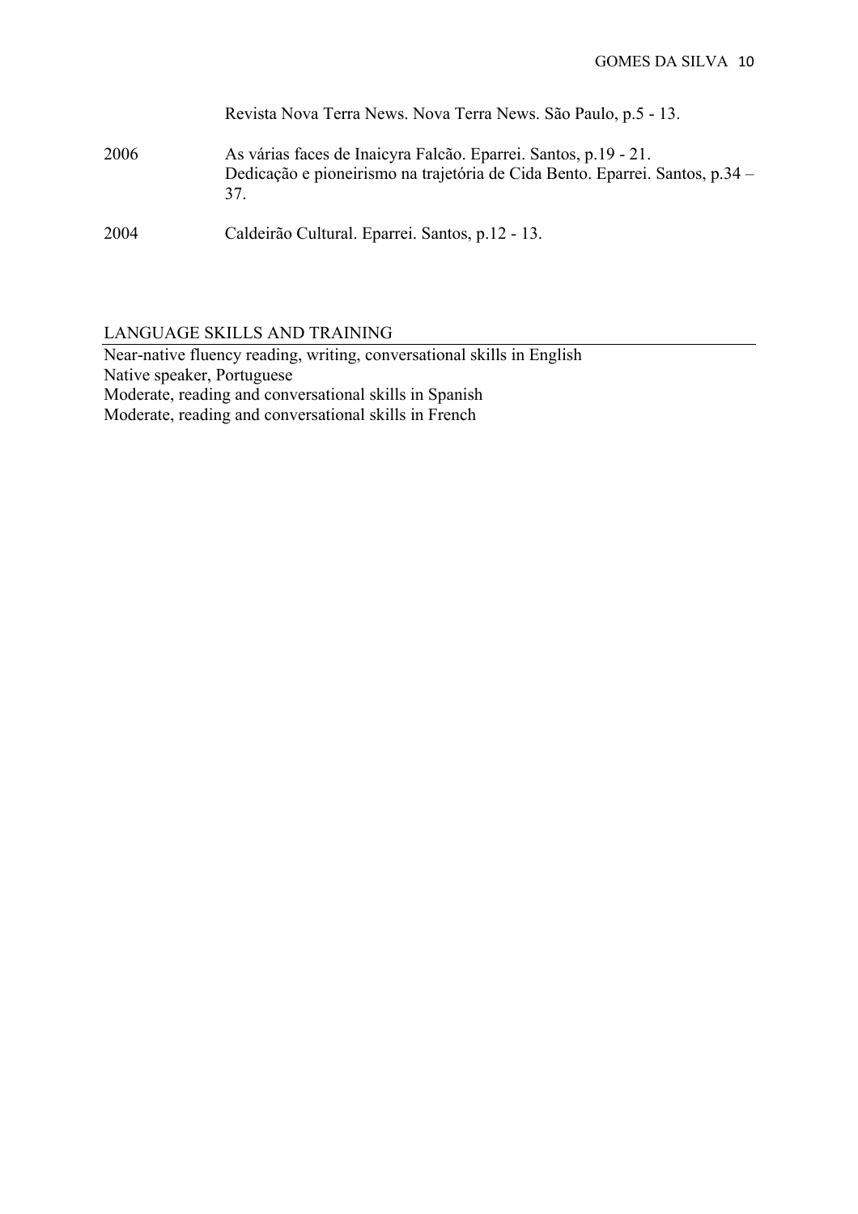Revista Nova Terra News. Nova Terra News. São Paulo, p.5 - 13.

2006 As várias faces de Inaicyra Falcão. Eparrei. Santos, p.19 - 21.
Dedicação e pioneirismo na trajetória de Cida Bento. Eparrei. Santos, p.34 – 37.

2004 Caldeirão Cultural. Eparrei. Santos, p.12 - 13.

## LANGUAGE SKILLS AND TRAINING

Near-native fluency reading, writing, conversational skills in English
Native speaker, Portuguese
Moderate, reading and conversational skills in Spanish
Moderate, reading and conversational skills in French